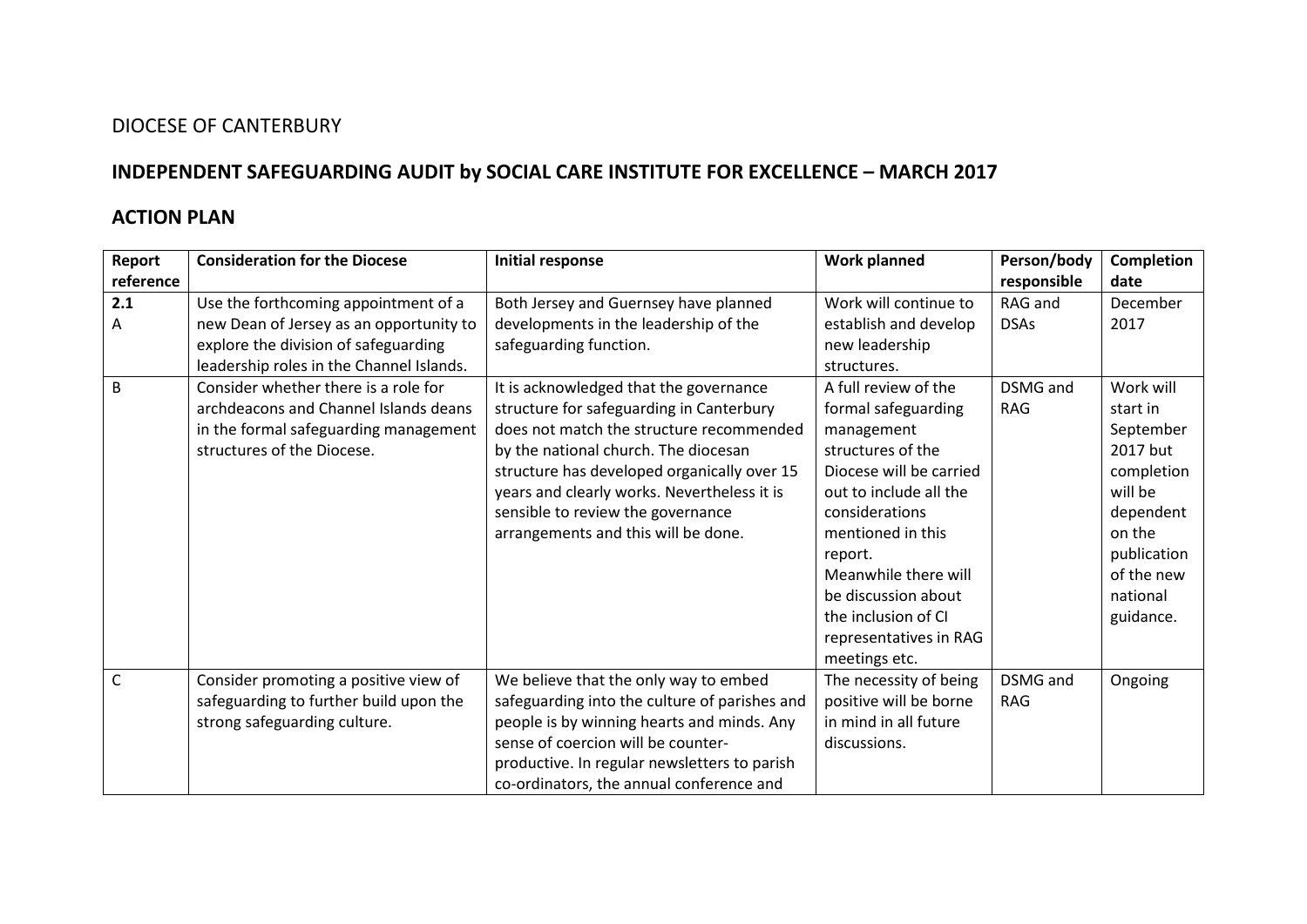DIOCESE OF CANTERBURY

## INDEPENDENT SAFEGUARDING AUDIT by SOCIAL CARE INSTITUTE FOR EXCELLENCE – MARCH 2017

## ACTION PLAN

| Report reference | Consideration for the Diocese | Initial response | Work planned | Person/body responsible | Completion date |
|---|---|---|---|---|---|
| **2.1** A | Use the forthcoming appointment of a new Dean of Jersey as an opportunity to explore the division of safeguarding leadership roles in the Channel Islands. | Both Jersey and Guernsey have planned developments in the leadership of the safeguarding function. | Work will continue to establish and develop new leadership structures. | RAG and DSAs | December 2017 |
| B | Consider whether there is a role for archdeacons and Channel Islands deans in the formal safeguarding management structures of the Diocese. | It is acknowledged that the governance structure for safeguarding in Canterbury does not match the structure recommended by the national church. The diocesan structure has developed organically over 15 years and clearly works. Nevertheless it is sensible to review the governance arrangements and this will be done. | A full review of the formal safeguarding management structures of the Diocese will be carried out to include all the considerations mentioned in this report. Meanwhile there will be discussion about the inclusion of CI representatives in RAG meetings etc. | DSMG and RAG | Work will start in September 2017 but completion will be dependent on the publication of the new national guidance. |
| C | Consider promoting a positive view of safeguarding to further build upon the strong safeguarding culture. | We believe that the only way to embed safeguarding into the culture of parishes and people is by winning hearts and minds. Any sense of coercion will be counter-productive. In regular newsletters to parish co-ordinators, the annual conference and | The necessity of being positive will be borne in mind in all future discussions. | DSMG and RAG | Ongoing |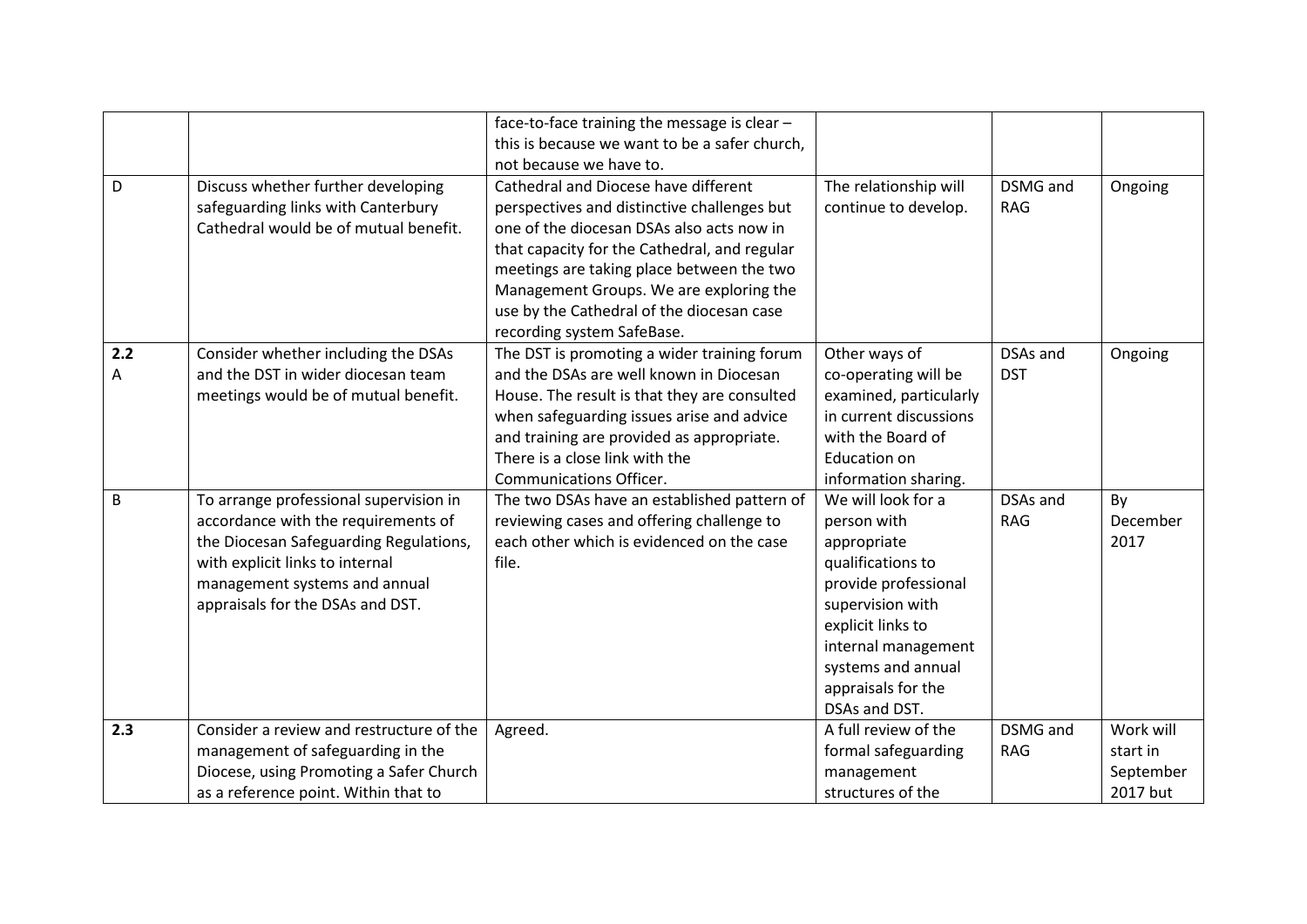|  |  | face-to-face training the message is clear – this is because we want to be a safer church, not because we have to. |  |  |  |
|---|---|---|---|---|---|
| D | Discuss whether further developing safeguarding links with Canterbury Cathedral would be of mutual benefit. | Cathedral and Diocese have different perspectives and distinctive challenges but one of the diocesan DSAs also acts now in that capacity for the Cathedral, and regular meetings are taking place between the two Management Groups. We are exploring the use by the Cathedral of the diocesan case recording system SafeBase. | The relationship will continue to develop. | DSMG and RAG | Ongoing |
| **2.2** A | Consider whether including the DSAs and the DST in wider diocesan team meetings would be of mutual benefit. | The DST is promoting a wider training forum and the DSAs are well known in Diocesan House. The result is that they are consulted when safeguarding issues arise and advice and training are provided as appropriate. There is a close link with the Communications Officer. | Other ways of co-operating will be examined, particularly in current discussions with the Board of Education on information sharing. | DSAs and DST | Ongoing |
| B | To arrange professional supervision in accordance with the requirements of the Diocesan Safeguarding Regulations, with explicit links to internal management systems and annual appraisals for the DSAs and DST. | The two DSAs have an established pattern of reviewing cases and offering challenge to each other which is evidenced on the case file. | We will look for a person with appropriate qualifications to provide professional supervision with explicit links to internal management systems and annual appraisals for the DSAs and DST. | DSAs and RAG | By December 2017 |
| **2.3** | Consider a review and restructure of the management of safeguarding in the Diocese, using Promoting a Safer Church as a reference point. Within that to | Agreed. | A full review of the formal safeguarding management structures of the | DSMG and RAG | Work will start in September 2017 but |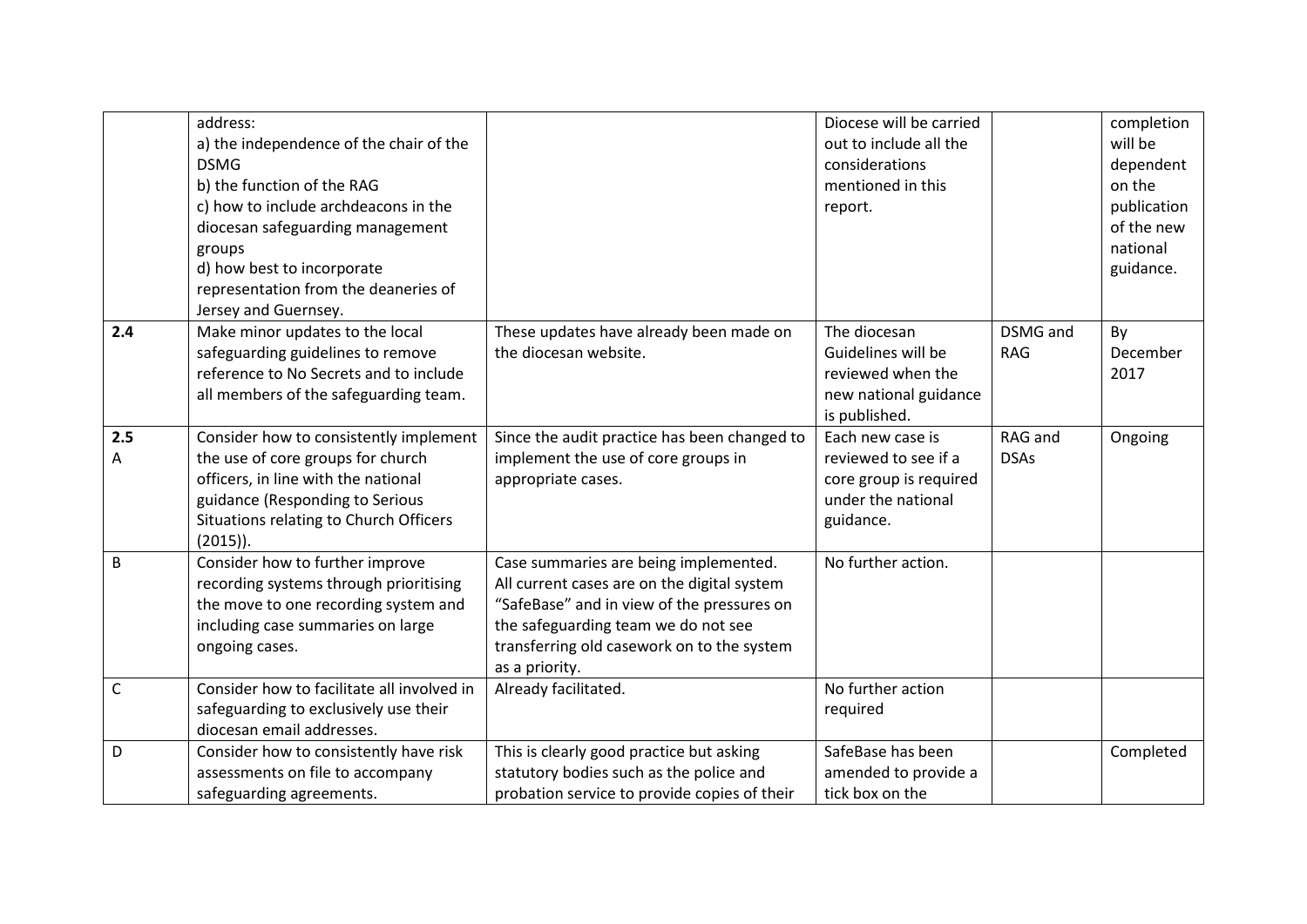| | | | | | |
|---|---|---|---|---|---|
| | address:<br>a) the independence of the chair of the DSMG<br>b) the function of the RAG<br>c) how to include archdeacons in the diocesan safeguarding management groups<br>d) how best to incorporate representation from the deaneries of Jersey and Guernsey. | | Diocese will be carried out to include all the considerations mentioned in this report. | | completion will be dependent on the publication of the new national guidance. |
| **2.4** | Make minor updates to the local safeguarding guidelines to remove reference to No Secrets and to include all members of the safeguarding team. | These updates have already been made on the diocesan website. | The diocesan Guidelines will be reviewed when the new national guidance is published. | DSMG and RAG | By December 2017 |
| **2.5**<br>A | Consider how to consistently implement the use of core groups for church officers, in line with the national guidance (Responding to Serious Situations relating to Church Officers (2015)). | Since the audit practice has been changed to implement the use of core groups in appropriate cases. | Each new case is reviewed to see if a core group is required under the national guidance. | RAG and DSAs | Ongoing |
| B | Consider how to further improve recording systems through prioritising the move to one recording system and including case summaries on large ongoing cases. | Case summaries are being implemented. All current cases are on the digital system "SafeBase" and in view of the pressures on the safeguarding team we do not see transferring old casework on to the system as a priority. | No further action. | | |
| C | Consider how to facilitate all involved in safeguarding to exclusively use their diocesan email addresses. | Already facilitated. | No further action required | | |
| D | Consider how to consistently have risk assessments on file to accompany safeguarding agreements. | This is clearly good practice but asking statutory bodies such as the police and probation service to provide copies of their | SafeBase has been amended to provide a tick box on the | | Completed |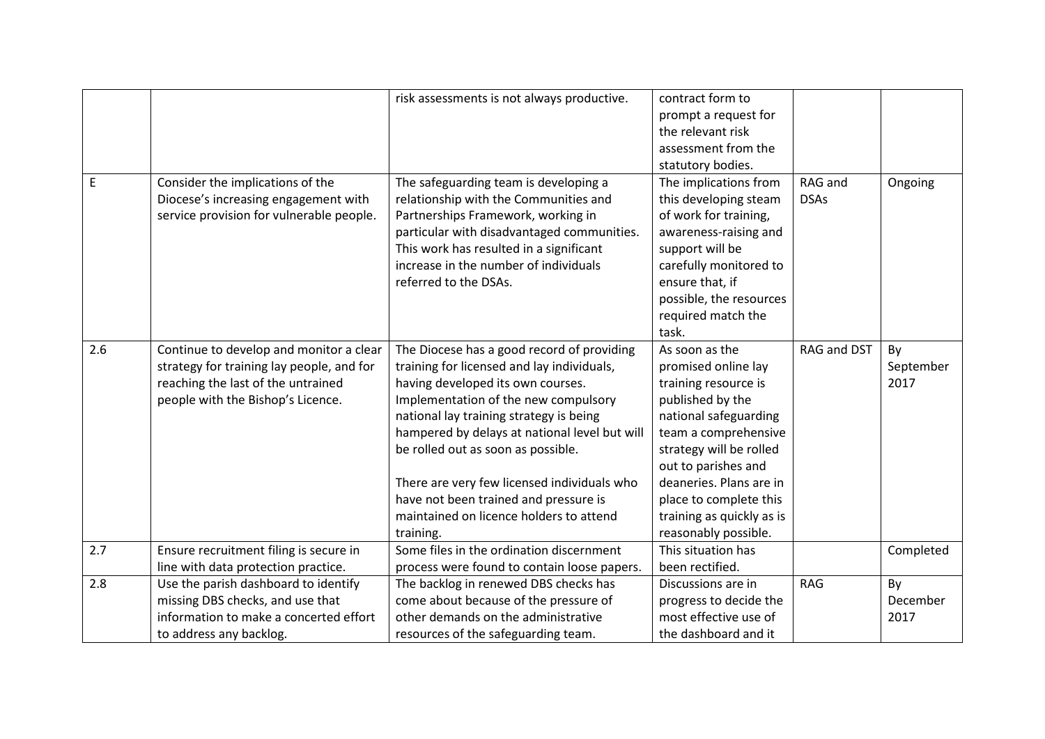| | | | | | |
|---|---|---|---|---|---|
| | | risk assessments is not always productive. | contract form to prompt a request for the relevant risk assessment from the statutory bodies. | | |
| E | Consider the implications of the Diocese's increasing engagement with service provision for vulnerable people. | The safeguarding team is developing a relationship with the Communities and Partnerships Framework, working in particular with disadvantaged communities. This work has resulted in a significant increase in the number of individuals referred to the DSAs. | The implications from this developing steam of work for training, awareness-raising and support will be carefully monitored to ensure that, if possible, the resources required match the task. | RAG and DSAs | Ongoing |
| 2.6 | Continue to develop and monitor a clear strategy for training lay people, and for reaching the last of the untrained people with the Bishop's Licence. | The Diocese has a good record of providing training for licensed and lay individuals, having developed its own courses. Implementation of the new compulsory national lay training strategy is being hampered by delays at national level but will be rolled out as soon as possible.<br><br>There are very few licensed individuals who have not been trained and pressure is maintained on licence holders to attend training. | As soon as the promised online lay training resource is published by the national safeguarding team a comprehensive strategy will be rolled out to parishes and deaneries. Plans are in place to complete this training as quickly as is reasonably possible. | RAG and DST | By September 2017 |
| 2.7 | Ensure recruitment filing is secure in line with data protection practice. | Some files in the ordination discernment process were found to contain loose papers. | This situation has been rectified. | | Completed |
| 2.8 | Use the parish dashboard to identify missing DBS checks, and use that information to make a concerted effort to address any backlog. | The backlog in renewed DBS checks has come about because of the pressure of other demands on the administrative resources of the safeguarding team. | Discussions are in progress to decide the most effective use of the dashboard and it | RAG | By December 2017 |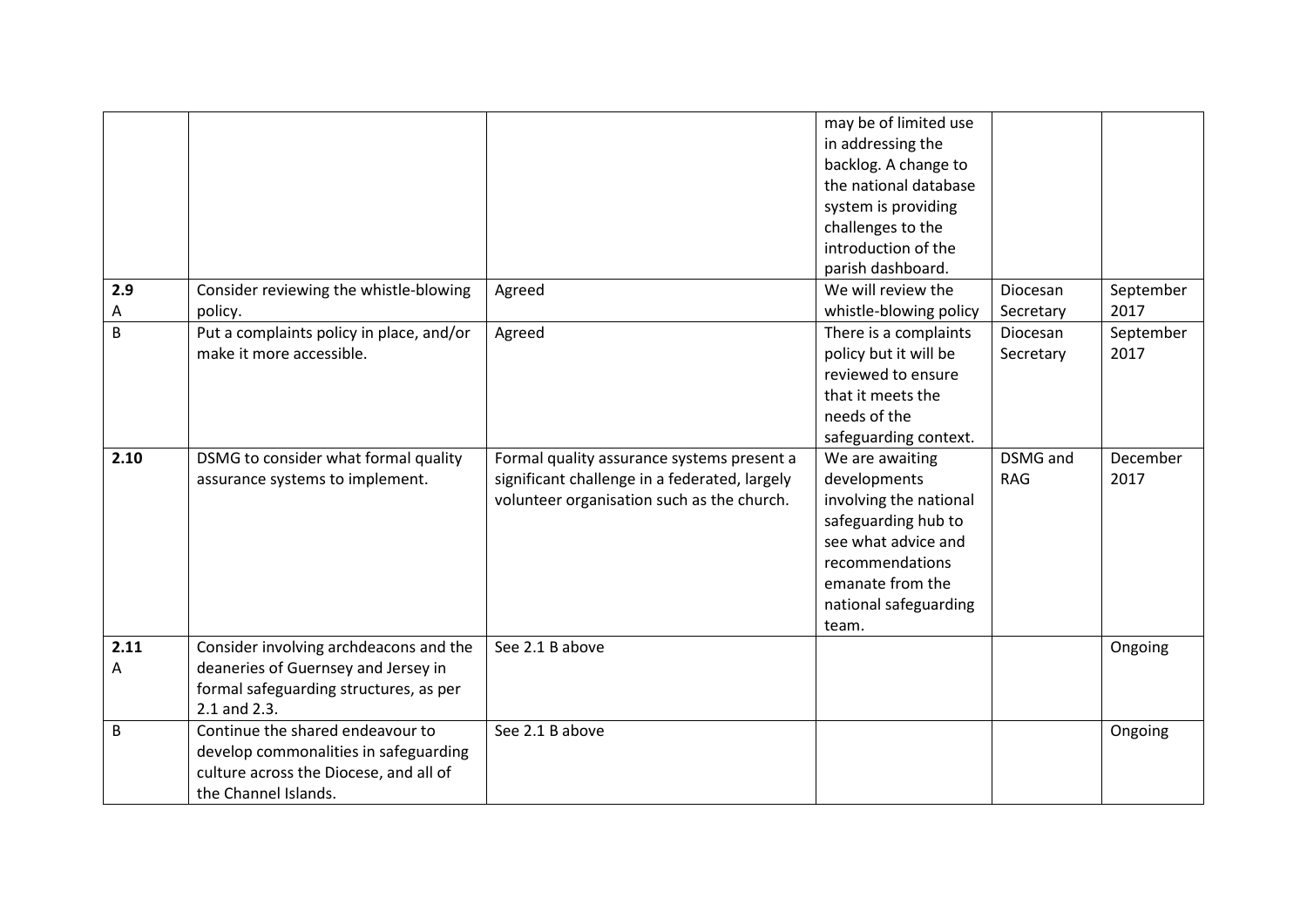| | | | | | |
|---|---|---|---|---|---|
| | | | may be of limited use in addressing the backlog. A change to the national database system is providing challenges to the introduction of the parish dashboard. | | |
| **2.9** A | Consider reviewing the whistle-blowing policy. | Agreed | We will review the whistle-blowing policy | Diocesan Secretary | September 2017 |
| B | Put a complaints policy in place, and/or make it more accessible. | Agreed | There is a complaints policy but it will be reviewed to ensure that it meets the needs of the safeguarding context. | Diocesan Secretary | September 2017 |
| **2.10** | DSMG to consider what formal quality assurance systems to implement. | Formal quality assurance systems present a significant challenge in a federated, largely volunteer organisation such as the church. | We are awaiting developments involving the national safeguarding hub to see what advice and recommendations emanate from the national safeguarding team. | DSMG and RAG | December 2017 |
| **2.11** A | Consider involving archdeacons and the deaneries of Guernsey and Jersey in formal safeguarding structures, as per 2.1 and 2.3. | See 2.1 B above | | | Ongoing |
| B | Continue the shared endeavour to develop commonalities in safeguarding culture across the Diocese, and all of the Channel Islands. | See 2.1 B above | | | Ongoing |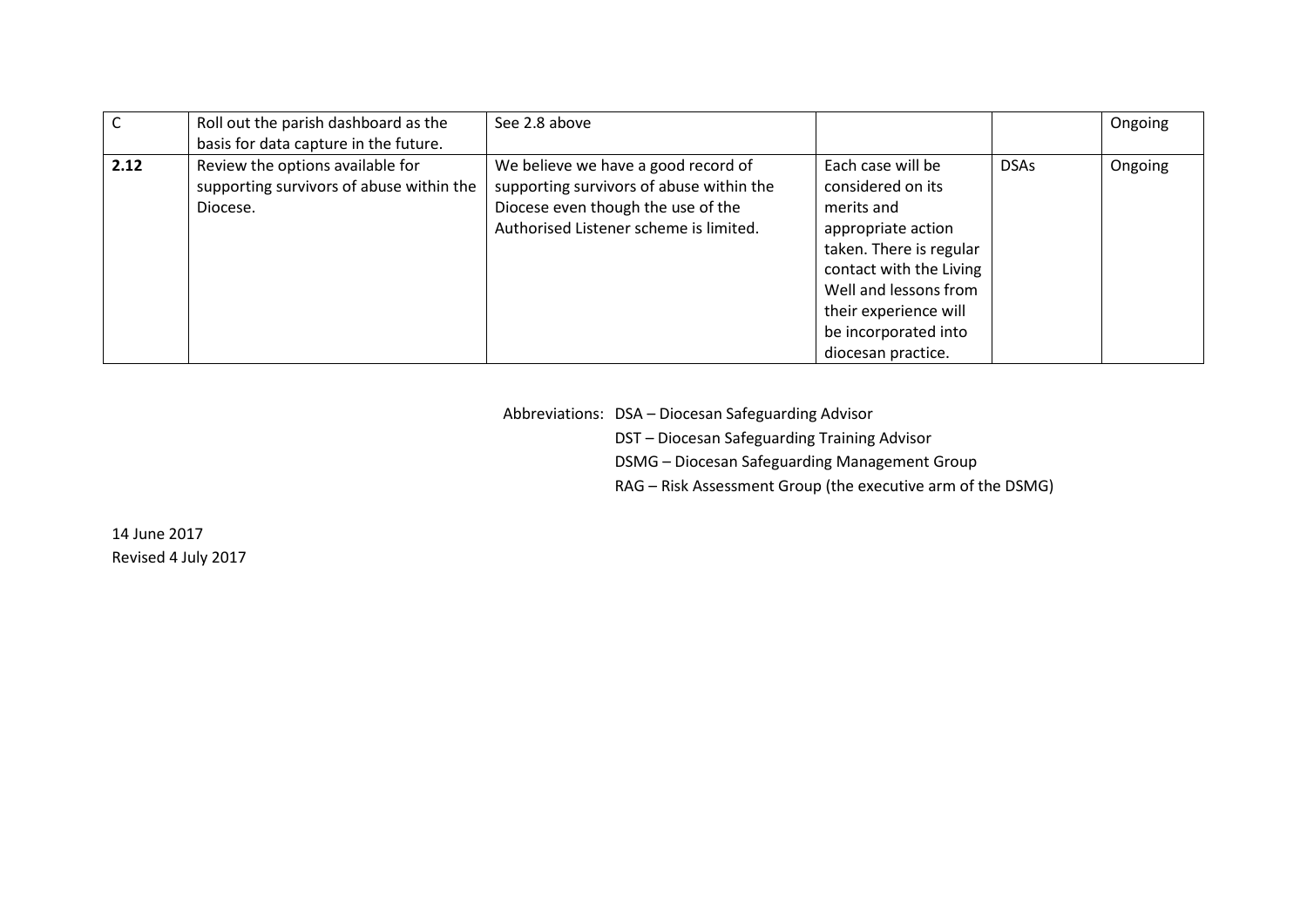| | | | | | |
|---|---|---|---|---|---|
| C | Roll out the parish dashboard as the basis for data capture in the future. | See 2.8 above | | | Ongoing |
| **2.12** | Review the options available for supporting survivors of abuse within the Diocese. | We believe we have a good record of supporting survivors of abuse within the Diocese even though the use of the Authorised Listener scheme is limited. | Each case will be considered on its merits and appropriate action taken. There is regular contact with the Living Well and lessons from their experience will be incorporated into diocesan practice. | DSAs | Ongoing |

Abbreviations: DSA – Diocesan Safeguarding Advisor
DST – Diocesan Safeguarding Training Advisor
DSMG – Diocesan Safeguarding Management Group
RAG – Risk Assessment Group (the executive arm of the DSMG)

14 June 2017
Revised 4 July 2017